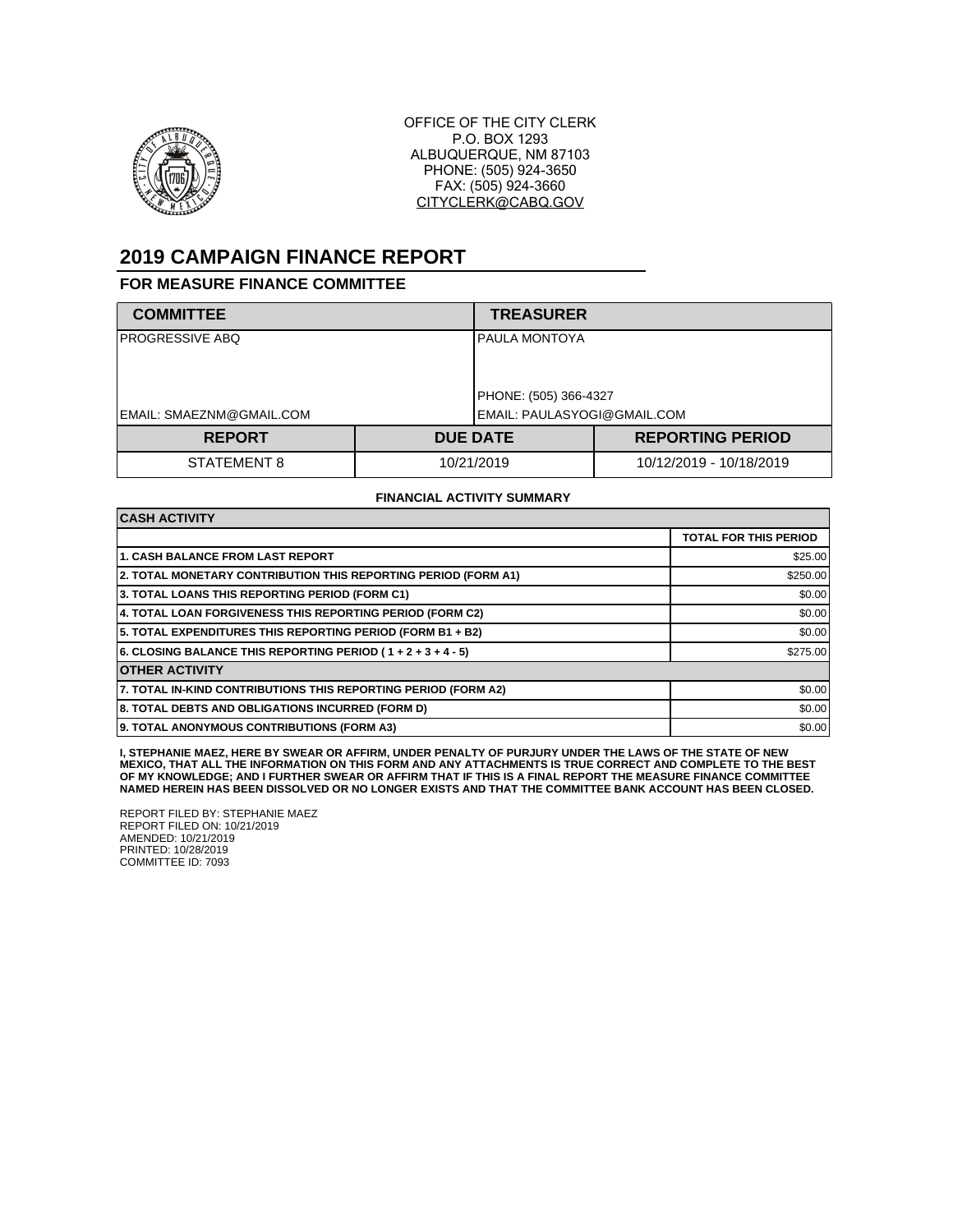OFFICE OF THE CITY CLERK
P.O. BOX 1293
ALBUQUERQUE, NM 87103
PHONE: (505) 924-3650
FAX: (505) 924-3660
CITYCLERK@CABQ.GOV

# 2019 CAMPAIGN FINANCE REPORT

## FOR MEASURE FINANCE COMMITTEE

| COMMITTEE | TREASURER |
|---|---|
| PROGRESSIVE ABQ | PAULA MONTOYA |
| | PHONE: (505) 366-4327 |
| EMAIL: SMAEZNM@GMAIL.COM | EMAIL: PAULASYOGI@GMAIL.COM |

| REPORT | DUE DATE | REPORTING PERIOD |
|---|---|---|
| STATEMENT 8 | 10/21/2019 | 10/12/2019 - 10/18/2019 |

**FINANCIAL ACTIVITY SUMMARY**

| CASH ACTIVITY | |
|---|---|
| | TOTAL FOR THIS PERIOD |
| 1. CASH BALANCE FROM LAST REPORT | $25.00 |
| 2. TOTAL MONETARY CONTRIBUTION THIS REPORTING PERIOD (FORM A1) | $250.00 |
| 3. TOTAL LOANS THIS REPORTING PERIOD (FORM C1) | $0.00 |
| 4. TOTAL LOAN FORGIVENESS THIS REPORTING PERIOD (FORM C2) | $0.00 |
| 5. TOTAL EXPENDITURES THIS REPORTING PERIOD (FORM B1 + B2) | $0.00 |
| 6. CLOSING BALANCE THIS REPORTING PERIOD ( 1 + 2 + 3 + 4 - 5) | $275.00 |
| **OTHER ACTIVITY** | |
| 7. TOTAL IN-KIND CONTRIBUTIONS THIS REPORTING PERIOD (FORM A2) | $0.00 |
| 8. TOTAL DEBTS AND OBLIGATIONS INCURRED (FORM D) | $0.00 |
| 9. TOTAL ANONYMOUS CONTRIBUTIONS (FORM A3) | $0.00 |

**I, STEPHANIE MAEZ, HERE BY SWEAR OR AFFIRM, UNDER PENALTY OF PURJURY UNDER THE LAWS OF THE STATE OF NEW MEXICO, THAT ALL THE INFORMATION ON THIS FORM AND ANY ATTACHMENTS IS TRUE CORRECT AND COMPLETE TO THE BEST OF MY KNOWLEDGE; AND I FURTHER SWEAR OR AFFIRM THAT IF THIS IS A FINAL REPORT THE MEASURE FINANCE COMMITTEE NAMED HEREIN HAS BEEN DISSOLVED OR NO LONGER EXISTS AND THAT THE COMMITTEE BANK ACCOUNT HAS BEEN CLOSED.**

REPORT FILED BY: STEPHANIE MAEZ
REPORT FILED ON: 10/21/2019
AMENDED: 10/21/2019
PRINTED: 10/28/2019
COMMITTEE ID: 7093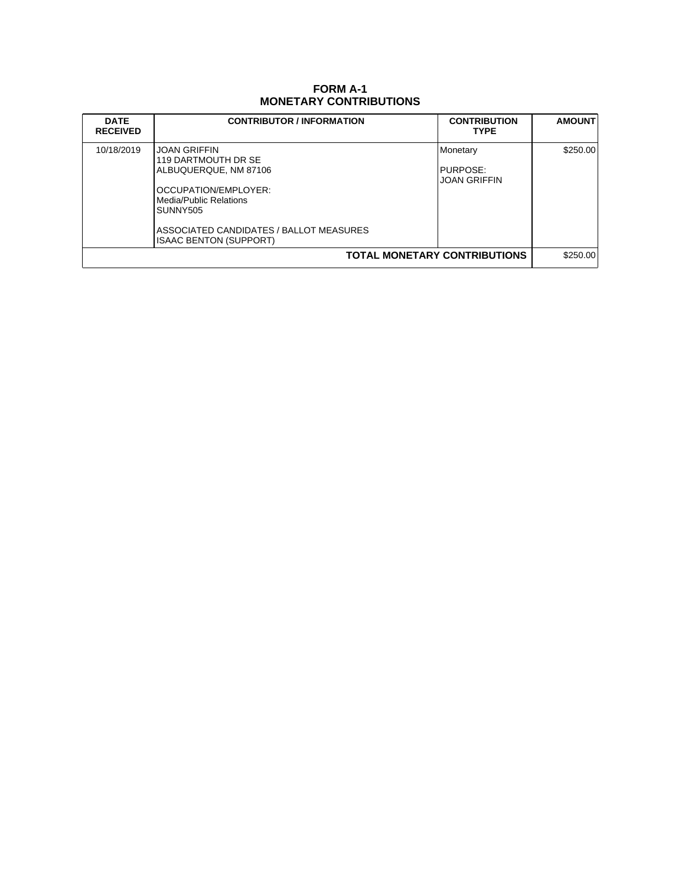# FORM A-1
## MONETARY CONTRIBUTIONS

| DATE RECEIVED | CONTRIBUTOR / INFORMATION | CONTRIBUTION TYPE | AMOUNT |
|---|---|---|---|
| 10/18/2019 | JOAN GRIFFIN<br>119 DARTMOUTH DR SE<br>ALBUQUERQUE, NM 87106<br><br>OCCUPATION/EMPLOYER:<br>Media/Public Relations<br>SUNNY505<br><br>ASSOCIATED CANDIDATES / BALLOT MEASURES<br>ISAAC BENTON (SUPPORT) | Monetary<br><br>PURPOSE:<br>JOAN GRIFFIN | $250.00 |
| | | **TOTAL MONETARY CONTRIBUTIONS** | $250.00 |